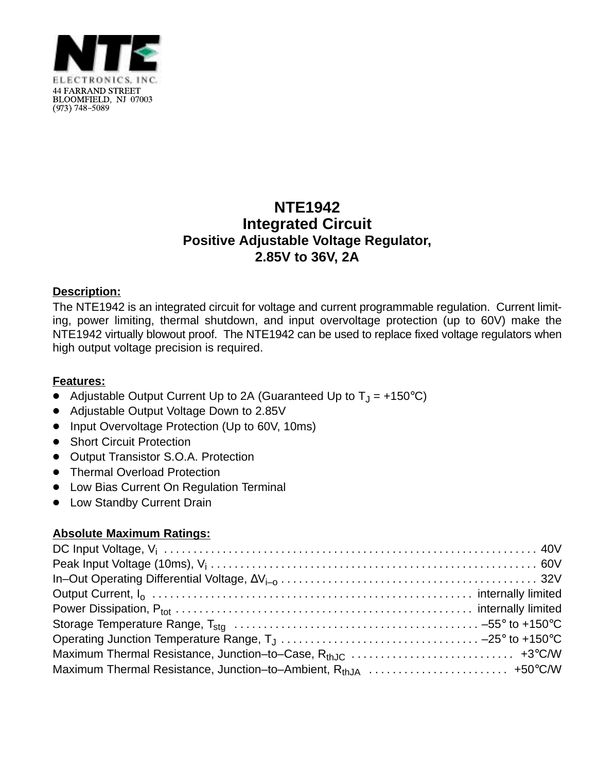NTE ELECTRONICS, INC.
44 FARRAND STREET
BLOOMFIELD, NJ 07003
(973) 748–5089

# NTE1942
## Integrated Circuit
### Positive Adjustable Voltage Regulator, 2.85V to 36V, 2A

**Description:**

The NTE1942 is an integrated circuit for voltage and current programmable regulation. Current limiting, power limiting, thermal shutdown, and input overvoltage protection (up to 60V) make the NTE1942 virtually blowout proof. The NTE1942 can be used to replace fixed voltage regulators when high output voltage precision is required.

**Features:**

- Adjustable Output Current Up to 2A (Guaranteed Up to $T_J$ = +150°C)
- Adjustable Output Voltage Down to 2.85V
- Input Overvoltage Protection (Up to 60V, 10ms)
- Short Circuit Protection
- Output Transistor S.O.A. Protection
- Thermal Overload Protection
- Low Bias Current On Regulation Terminal
- Low Standby Current Drain

**Absolute Maximum Ratings:**

DC Input Voltage, $V_i$ . . . . . . . . . . . . . . . . . . . . . . . . . . . . . . . . . . . . . . . . . . . . . . . 40V
Peak Input Voltage (10ms), $V_i$ . . . . . . . . . . . . . . . . . . . . . . . . . . . . . . . . . . . . . . . . . 60V
In–Out Operating Differential Voltage, $\Delta V_{i-o}$ . . . . . . . . . . . . . . . . . . . . . . . . . . . . . . 32V
Output Current, $I_o$ . . . . . . . . . . . . . . . . . . . . . . . . . . . . . . . . . . . . . . . . internally limited
Power Dissipation, $P_{tot}$ . . . . . . . . . . . . . . . . . . . . . . . . . . . . . . . . . . . . . internally limited
Storage Temperature Range, $T_{stg}$ . . . . . . . . . . . . . . . . . . . . . . . . . . . . . . . . –55° to +150°C
Operating Junction Temperature Range, $T_J$ . . . . . . . . . . . . . . . . . . . . . . . . . . . –25° to +150°C
Maximum Thermal Resistance, Junction–to–Case, $R_{thJC}$ . . . . . . . . . . . . . . . . . . . . . +3°C/W
Maximum Thermal Resistance, Junction–to–Ambient, $R_{thJA}$ . . . . . . . . . . . . . . . . . . +50°C/W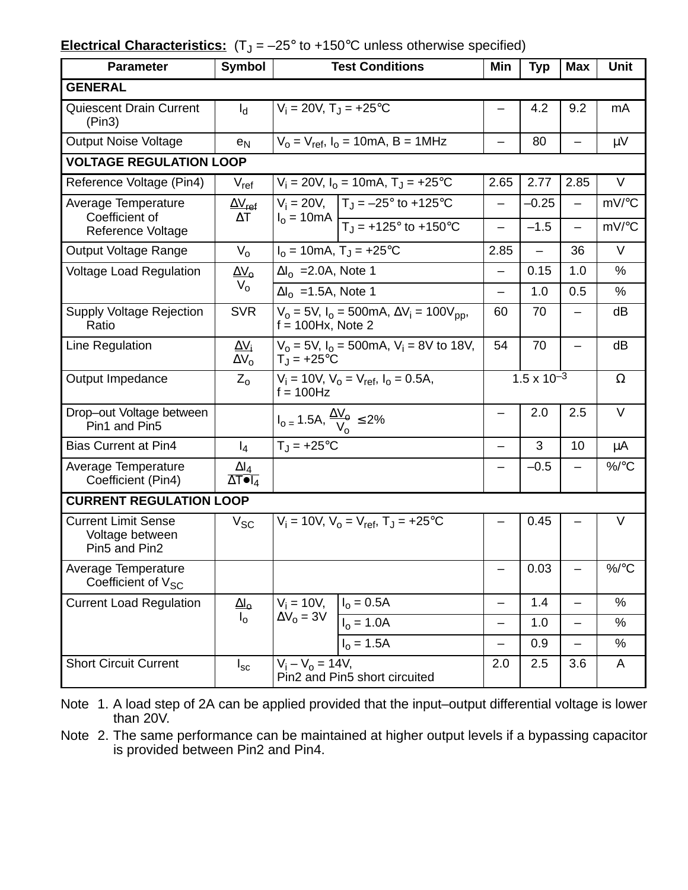**Electrical Characteristics:** ($T_J$ = –25° to +150°C unless otherwise specified)

| Parameter | Symbol | Test Conditions | | Min | Typ | Max | Unit |
|---|---|---|---|---|---|---|---|
| **GENERAL** | | | | | | | |
| Quiescent Drain Current (Pin3) | $I_d$ | $V_i$ = 20V, $T_J$ = +25°C | | – | 4.2 | 9.2 | mA |
| Output Noise Voltage | $e_N$ | $V_o = V_{ref}$, $I_o$ = 10mA, B = 1MHz | | – | 80 | – | μV |
| **VOLTAGE REGULATION LOOP** | | | | | | | |
| Reference Voltage (Pin4) | $V_{ref}$ | $V_i$ = 20V, $I_o$ = 10mA, $T_J$ = +25°C | | 2.65 | 2.77 | 2.85 | V |
| Average Temperature Coefficient of Reference Voltage | $\frac{\Delta V_{ref}}{\Delta T}$ | $V_i$ = 20V, $I_o$ = 10mA | $T_J$ = –25° to +125°C | – | –0.25 | – | mV/°C |
| | | | $T_J$ = +125° to +150°C | – | –1.5 | – | mV/°C |
| Output Voltage Range | $V_o$ | $I_o$ = 10mA, $T_J$ = +25°C | | 2.85 | – | 36 | V |
| Voltage Load Regulation | $\frac{\Delta V_o}{V_o}$ | $\Delta I_o$ =2.0A, Note 1 | | – | 0.15 | 1.0 | % |
| | | $\Delta I_o$ =1.5A, Note 1 | | – | 1.0 | 0.5 | % |
| Supply Voltage Rejection Ratio | SVR | $V_o$ = 5V, $I_o$ = 500mA, $\Delta V_i$ = 100$V_{pp}$, f = 100Hx, Note 2 | | 60 | 70 | – | dB |
| Line Regulation | $\frac{\Delta V_i}{\Delta V_o}$ | $V_o$ = 5V, $I_o$ = 500mA, $V_i$ = 8V to 18V, $T_J$ = +25°C | | 54 | 70 | – | dB |
| Output Impedance | $Z_o$ | $V_i$ = 10V, $V_o = V_{ref}$, $I_o$ = 0.5A, f = 100Hz | | | $1.5 \times 10^{-3}$ | | Ω |
| Drop–out Voltage between Pin1 and Pin5 | | $I_o$ = 1.5A, $\frac{\Delta V_o}{V_o} \leq 2\%$ | | – | 2.0 | 2.5 | V |
| Bias Current at Pin4 | $I_4$ | $T_J$ = +25°C | | – | 3 | 10 | μA |
| Average Temperature Coefficient (Pin4) | $\frac{\Delta I_4}{\Delta T \bullet I_4}$ | | | – | –0.5 | – | %/°C |
| **CURRENT REGULATION LOOP** | | | | | | | |
| Current Limit Sense Voltage between Pin5 and Pin2 | $V_{SC}$ | $V_i$ = 10V, $V_o = V_{ref}$, $T_J$ = +25°C | | – | 0.45 | – | V |
| Average Temperature Coefficient of $V_{SC}$ | | | | – | 0.03 | – | %/°C |
| Current Load Regulation | $\frac{\Delta I_o}{I_o}$ | $V_i$ = 10V, $\Delta V_o$ = 3V | $I_o$ = 0.5A | – | 1.4 | – | % |
| | | | $I_o$ = 1.0A | – | 1.0 | – | % |
| | | | $I_o$ = 1.5A | – | 0.9 | – | % |
| Short Circuit Current | $I_{sc}$ | $V_i - V_o$ = 14V, Pin2 and Pin5 short circuited | | 2.0 | 2.5 | 3.6 | A |

Note 1. A load step of 2A can be applied provided that the input–output differential voltage is lower than 20V.

Note 2. The same performance can be maintained at higher output levels if a bypassing capacitor is provided between Pin2 and Pin4.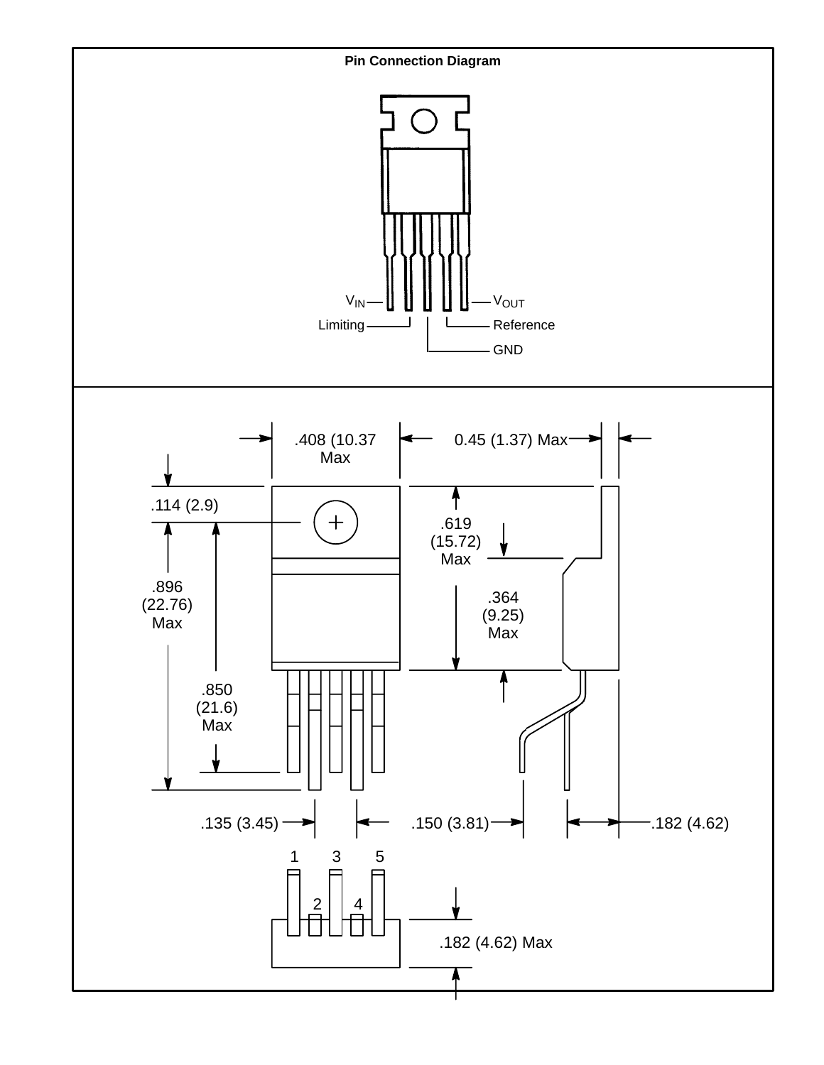**Pin Connection Diagram**

$V_{IN}$

Limiting

GND

Reference

$V_{OUT}$

.408 (10.37 Max

0.45 (1.37) Max

.114 (2.9)

.896 (22.76) Max

.850 (21.6) Max

.619 (15.72) Max

.364 (9.25) Max

.135 (3.45)

.150 (3.81)

.182 (4.62)

1 3 5

2 4

.182 (4.62) Max